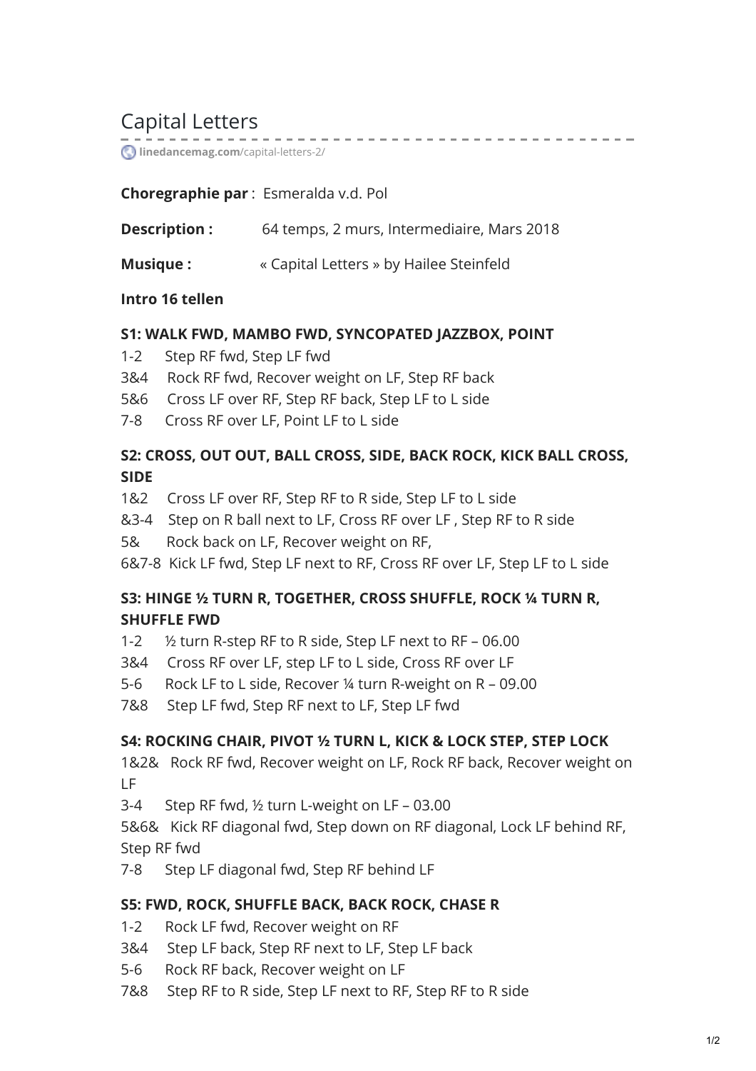# Capital Letters

linedancemag.com/capital-letters-2/

**Choregraphie par** : Esmeralda v.d. Pol

**Description :** 64 temps, 2 murs, Intermediaire, Mars 2018

**Musique :** « Capital Letters » by Hailee Steinfeld

**Intro 16 tellen**

### S1: WALK FWD, MAMBO FWD, SYNCOPATED JAZZBOX, POINT

1-2 Step RF fwd, Step LF fwd
3&4 Rock RF fwd, Recover weight on LF, Step RF back
5&6 Cross LF over RF, Step RF back, Step LF to L side
7-8 Cross RF over LF, Point LF to L side

### S2: CROSS, OUT OUT, BALL CROSS, SIDE, BACK ROCK, KICK BALL CROSS, SIDE

1&2 Cross LF over RF, Step RF to R side, Step LF to L side
&3-4 Step on R ball next to LF, Cross RF over LF , Step RF to R side
5& Rock back on LF, Recover weight on RF,
6&7-8 Kick LF fwd, Step LF next to RF, Cross RF over LF, Step LF to L side

### S3: HINGE ½ TURN R, TOGETHER, CROSS SHUFFLE, ROCK ¼ TURN R, SHUFFLE FWD

1-2 ½ turn R-step RF to R side, Step LF next to RF – 06.00
3&4 Cross RF over LF, step LF to L side, Cross RF over LF
5-6 Rock LF to L side, Recover ¼ turn R-weight on R – 09.00
7&8 Step LF fwd, Step RF next to LF, Step LF fwd

### S4: ROCKING CHAIR, PIVOT ½ TURN L, KICK & LOCK STEP, STEP LOCK

1&2& Rock RF fwd, Recover weight on LF, Rock RF back, Recover weight on LF
3-4 Step RF fwd, ½ turn L-weight on LF – 03.00
5&6& Kick RF diagonal fwd, Step down on RF diagonal, Lock LF behind RF, Step RF fwd
7-8 Step LF diagonal fwd, Step RF behind LF

### S5: FWD, ROCK, SHUFFLE BACK, BACK ROCK, CHASE R

1-2 Rock LF fwd, Recover weight on RF
3&4 Step LF back, Step RF next to LF, Step LF back
5-6 Rock RF back, Recover weight on LF
7&8 Step RF to R side, Step LF next to RF, Step RF to R side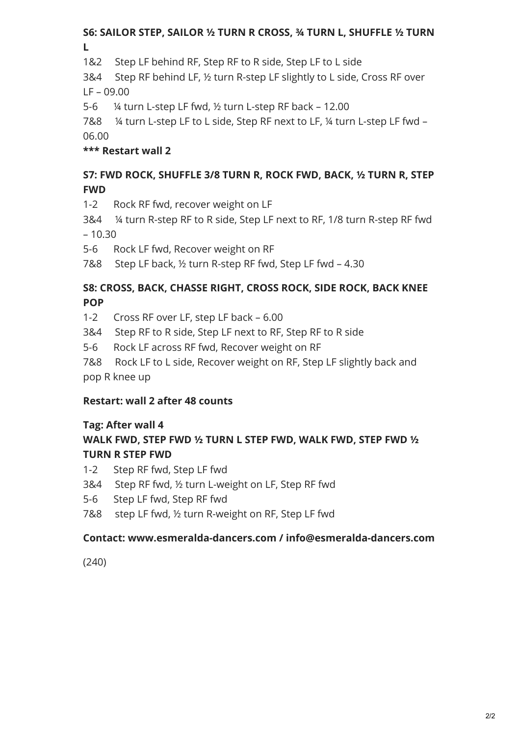**S6: SAILOR STEP, SAILOR ½ TURN R CROSS, ¾ TURN L, SHUFFLE ½ TURN L**

1&2 Step LF behind RF, Step RF to R side, Step LF to L side

3&4 Step RF behind LF, ½ turn R-step LF slightly to L side, Cross RF over LF – 09.00

5-6 ¼ turn L-step LF fwd, ½ turn L-step RF back – 12.00

7&8 ¼ turn L-step LF to L side, Step RF next to LF, ¼ turn L-step LF fwd – 06.00

**\*\*\* Restart wall 2**

**S7: FWD ROCK, SHUFFLE 3/8 TURN R, ROCK FWD, BACK, ½ TURN R, STEP FWD**

1-2 Rock RF fwd, recover weight on LF

3&4 ¼ turn R-step RF to R side, Step LF next to RF, 1/8 turn R-step RF fwd – 10.30

5-6 Rock LF fwd, Recover weight on RF

7&8 Step LF back, ½ turn R-step RF fwd, Step LF fwd – 4.30

**S8: CROSS, BACK, CHASSE RIGHT, CROSS ROCK, SIDE ROCK, BACK KNEE POP**

1-2 Cross RF over LF, step LF back – 6.00

3&4 Step RF to R side, Step LF next to RF, Step RF to R side

5-6 Rock LF across RF fwd, Recover weight on RF

7&8 Rock LF to L side, Recover weight on RF, Step LF slightly back and pop R knee up

**Restart: wall 2 after 48 counts**

**Tag: After wall 4**
**WALK FWD, STEP FWD ½ TURN L STEP FWD, WALK FWD, STEP FWD ½ TURN R STEP FWD**

1-2 Step RF fwd, Step LF fwd

3&4 Step RF fwd, ½ turn L-weight on LF, Step RF fwd

5-6 Step LF fwd, Step RF fwd

7&8 step LF fwd, ½ turn R-weight on RF, Step LF fwd

**Contact: www.esmeralda-dancers.com / info@esmeralda-dancers.com**

(240)